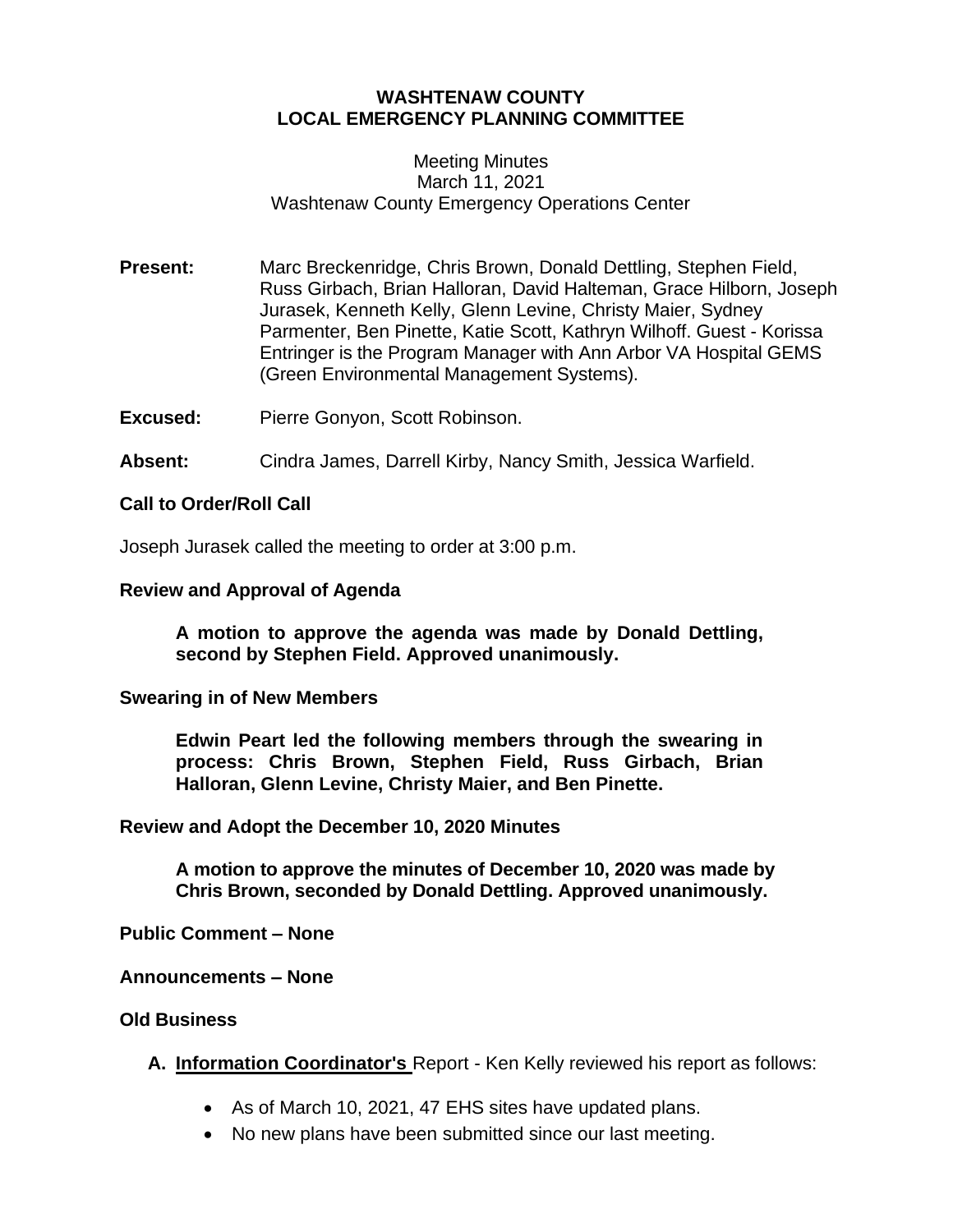# WASHTENAW COUNTY
# LOCAL EMERGENCY PLANNING COMMITTEE

Meeting Minutes
March 11, 2021
Washtenaw County Emergency Operations Center

**Present:** Marc Breckenridge, Chris Brown, Donald Dettling, Stephen Field, Russ Girbach, Brian Halloran, David Halteman, Grace Hilborn, Joseph Jurasek, Kenneth Kelly, Glenn Levine, Christy Maier, Sydney Parmenter, Ben Pinette, Katie Scott, Kathryn Wilhoff. Guest - Korissa Entringer is the Program Manager with Ann Arbor VA Hospital GEMS (Green Environmental Management Systems).

**Excused:** Pierre Gonyon, Scott Robinson.

**Absent:** Cindra James, Darrell Kirby, Nancy Smith, Jessica Warfield.

**Call to Order/Roll Call**

Joseph Jurasek called the meeting to order at 3:00 p.m.

**Review and Approval of Agenda**

> **A motion to approve the agenda was made by Donald Dettling, second by Stephen Field. Approved unanimously.**

**Swearing in of New Members**

> **Edwin Peart led the following members through the swearing in process: Chris Brown, Stephen Field, Russ Girbach, Brian Halloran, Glenn Levine, Christy Maier, and Ben Pinette.**

**Review and Adopt the December 10, 2020 Minutes**

> **A motion to approve the minutes of December 10, 2020 was made by Chris Brown, seconded by Donald Dettling. Approved unanimously.**

**Public Comment – None**

**Announcements – None**

**Old Business**

A. **Information Coordinator's** Report - Ken Kelly reviewed his report as follows:

- As of March 10, 2021, 47 EHS sites have updated plans.
- No new plans have been submitted since our last meeting.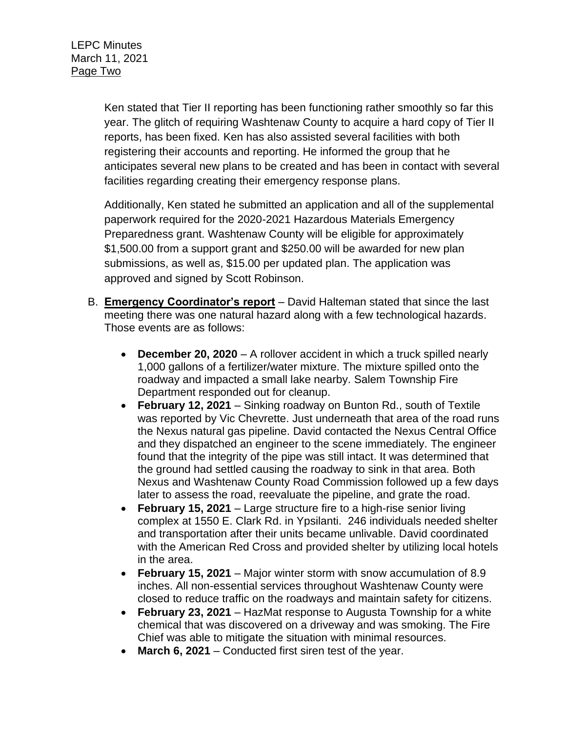Ken stated that Tier II reporting has been functioning rather smoothly so far this year. The glitch of requiring Washtenaw County to acquire a hard copy of Tier II reports, has been fixed. Ken has also assisted several facilities with both registering their accounts and reporting. He informed the group that he anticipates several new plans to be created and has been in contact with several facilities regarding creating their emergency response plans.

Additionally, Ken stated he submitted an application and all of the supplemental paperwork required for the 2020-2021 Hazardous Materials Emergency Preparedness grant. Washtenaw County will be eligible for approximately $1,500.00 from a support grant and $250.00 will be awarded for new plan submissions, as well as, $15.00 per updated plan. The application was approved and signed by Scott Robinson.

B. **<u>Emergency Coordinator's report</u>** – David Halteman stated that since the last meeting there was one natural hazard along with a few technological hazards. Those events are as follows:

- **December 20, 2020** – A rollover accident in which a truck spilled nearly 1,000 gallons of a fertilizer/water mixture. The mixture spilled onto the roadway and impacted a small lake nearby. Salem Township Fire Department responded out for cleanup.
- **February 12, 2021** – Sinking roadway on Bunton Rd., south of Textile was reported by Vic Chevrette. Just underneath that area of the road runs the Nexus natural gas pipeline. David contacted the Nexus Central Office and they dispatched an engineer to the scene immediately. The engineer found that the integrity of the pipe was still intact. It was determined that the ground had settled causing the roadway to sink in that area. Both Nexus and Washtenaw County Road Commission followed up a few days later to assess the road, reevaluate the pipeline, and grate the road.
- **February 15, 2021** – Large structure fire to a high-rise senior living complex at 1550 E. Clark Rd. in Ypsilanti. 246 individuals needed shelter and transportation after their units became unlivable. David coordinated with the American Red Cross and provided shelter by utilizing local hotels in the area.
- **February 15, 2021** – Major winter storm with snow accumulation of 8.9 inches. All non-essential services throughout Washtenaw County were closed to reduce traffic on the roadways and maintain safety for citizens.
- **February 23, 2021** – HazMat response to Augusta Township for a white chemical that was discovered on a driveway and was smoking. The Fire Chief was able to mitigate the situation with minimal resources.
- **March 6, 2021** – Conducted first siren test of the year.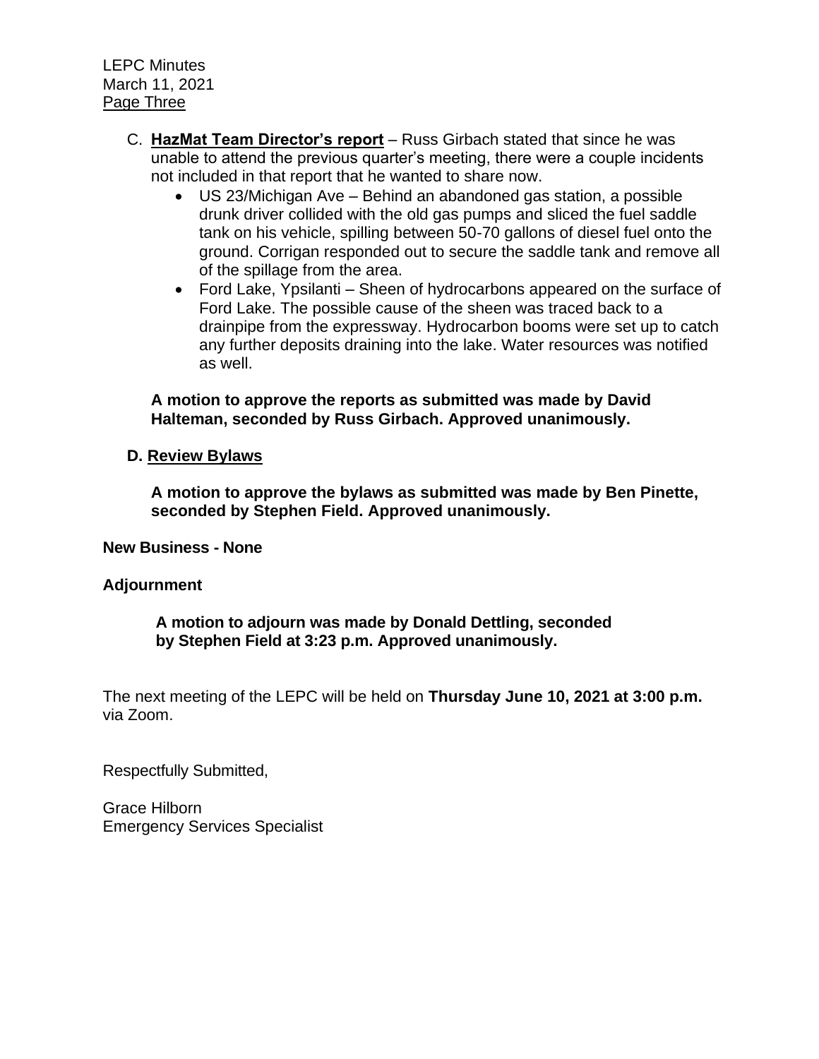C. **HazMat Team Director's report** – Russ Girbach stated that since he was unable to attend the previous quarter's meeting, there were a couple incidents not included in that report that he wanted to share now.

- US 23/Michigan Ave – Behind an abandoned gas station, a possible drunk driver collided with the old gas pumps and sliced the fuel saddle tank on his vehicle, spilling between 50-70 gallons of diesel fuel onto the ground. Corrigan responded out to secure the saddle tank and remove all of the spillage from the area.
- Ford Lake, Ypsilanti – Sheen of hydrocarbons appeared on the surface of Ford Lake. The possible cause of the sheen was traced back to a drainpipe from the expressway. Hydrocarbon booms were set up to catch any further deposits draining into the lake. Water resources was notified as well.

**A motion to approve the reports as submitted was made by David Halteman, seconded by Russ Girbach. Approved unanimously.**

**D. Review Bylaws**

**A motion to approve the bylaws as submitted was made by Ben Pinette, seconded by Stephen Field. Approved unanimously.**

**New Business - None**

**Adjournment**

**A motion to adjourn was made by Donald Dettling, seconded by Stephen Field at 3:23 p.m. Approved unanimously.**

The next meeting of the LEPC will be held on **Thursday June 10, 2021 at 3:00 p.m.** via Zoom.

Respectfully Submitted,

Grace Hilborn
Emergency Services Specialist